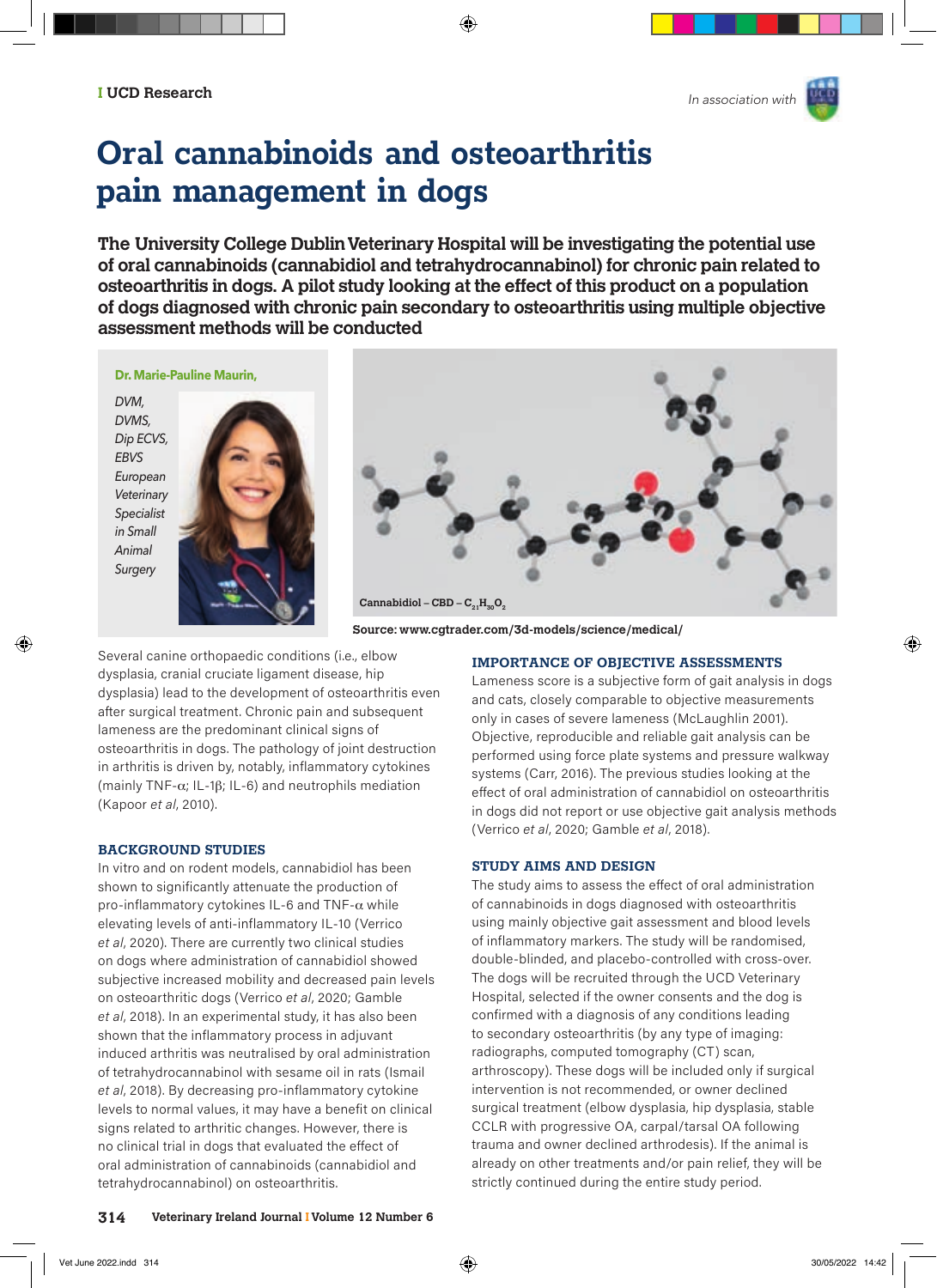UCD Research

In association with

# Oral cannabinoids and osteoarthritis pain management in dogs

**The University College Dublin Veterinary Hospital will be investigating the potential use of oral cannabinoids (cannabidiol and tetrahydrocannabinol) for chronic pain related to osteoarthritis in dogs. A pilot study looking at the effect of this product on a population of dogs diagnosed with chronic pain secondary to osteoarthritis using multiple objective assessment methods will be conducted**

**Dr. Marie-Pauline Maurin,**

*DVM, DVMS, Dip ECVS, EBVS European Veterinary Specialist in Small Animal Surgery*

Cannabidiol – CBD – $C_{21}H_{30}O_2$

**Source: www.cgtrader.com/3d-models/science/medical/**

Several canine orthopaedic conditions (i.e., elbow dysplasia, cranial cruciate ligament disease, hip dysplasia) lead to the development of osteoarthritis even after surgical treatment. Chronic pain and subsequent lameness are the predominant clinical signs of osteoarthritis in dogs. The pathology of joint destruction in arthritis is driven by, notably, inflammatory cytokines (mainly TNF-$\alpha$; IL-1$\beta$; IL-6) and neutrophils mediation (Kapoor *et al*, 2010).

## BACKGROUND STUDIES

In vitro and on rodent models, cannabidiol has been shown to significantly attenuate the production of pro-inflammatory cytokines IL-6 and TNF-$\alpha$ while elevating levels of anti-inflammatory IL-10 (Verrico *et al*, 2020). There are currently two clinical studies on dogs where administration of cannabidiol showed subjective increased mobility and decreased pain levels on osteoarthritic dogs (Verrico *et al*, 2020; Gamble *et al*, 2018). In an experimental study, it has also been shown that the inflammatory process in adjuvant induced arthritis was neutralised by oral administration of tetrahydrocannabinol with sesame oil in rats (Ismail *et al*, 2018). By decreasing pro-inflammatory cytokine levels to normal values, it may have a benefit on clinical signs related to arthritic changes. However, there is no clinical trial in dogs that evaluated the effect of oral administration of cannabinoids (cannabidiol and tetrahydrocannabinol) on osteoarthritis.

## IMPORTANCE OF OBJECTIVE ASSESSMENTS

Lameness score is a subjective form of gait analysis in dogs and cats, closely comparable to objective measurements only in cases of severe lameness (McLaughlin 2001). Objective, reproducible and reliable gait analysis can be performed using force plate systems and pressure walkway systems (Carr, 2016). The previous studies looking at the effect of oral administration of cannabidiol on osteoarthritis in dogs did not report or use objective gait analysis methods (Verrico *et al*, 2020; Gamble *et al*, 2018).

## STUDY AIMS AND DESIGN

The study aims to assess the effect of oral administration of cannabinoids in dogs diagnosed with osteoarthritis using mainly objective gait assessment and blood levels of inflammatory markers. The study will be randomised, double-blinded, and placebo-controlled with cross-over. The dogs will be recruited through the UCD Veterinary Hospital, selected if the owner consents and the dog is confirmed with a diagnosis of any conditions leading to secondary osteoarthritis (by any type of imaging: radiographs, computed tomography (CT) scan, arthroscopy). These dogs will be included only if surgical intervention is not recommended, or owner declined surgical treatment (elbow dysplasia, hip dysplasia, stable CCLR with progressive OA, carpal/tarsal OA following trauma and owner declined arthrodesis). If the animal is already on other treatments and/or pain relief, they will be strictly continued during the entire study period.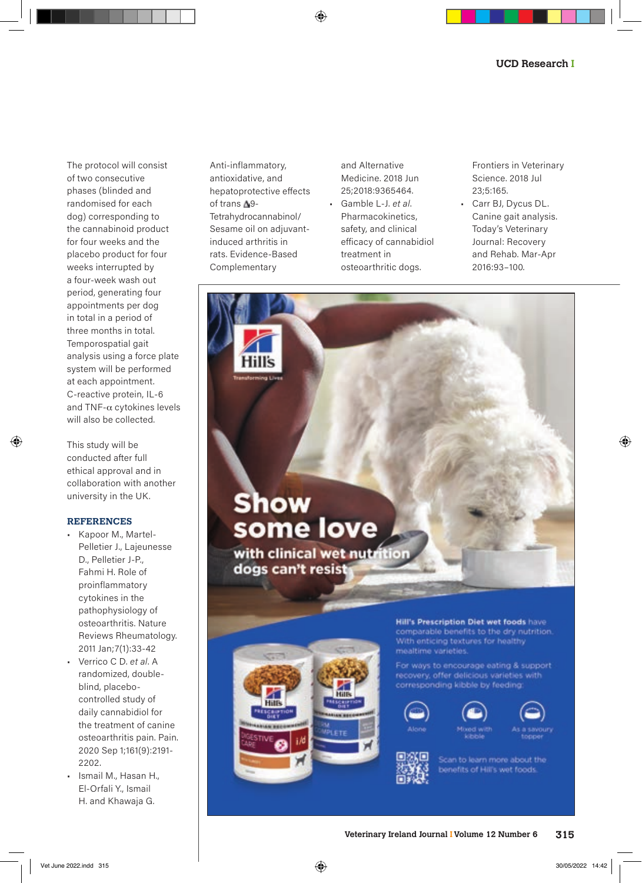The protocol will consist of two consecutive phases (blinded and randomised for each dog) corresponding to the cannabinoid product for four weeks and the placebo product for four weeks interrupted by a four-week wash out period, generating four appointments per dog in total in a period of three months in total. Temporospatial gait analysis using a force plate system will be performed at each appointment. C-reactive protein, IL-6 and TNF-$\alpha$ cytokines levels will also be collected.

This study will be conducted after full ethical approval and in collaboration with another university in the UK.

## REFERENCES

- Kapoor M., Martel-Pelletier J., Lajeunesse D., Pelletier J-P., Fahmi H. Role of proinflammatory cytokines in the pathophysiology of osteoarthritis. Nature Reviews Rheumatology. 2011 Jan;7(1):33-42
- Verrico C D. *et al.* A randomized, double-blind, placebo-controlled study of daily cannabidiol for the treatment of canine osteoarthritis pain. Pain. 2020 Sep 1;161(9):2191-2202.
- Ismail M., Hasan H., El-Orfali Y., Ismail H. and Khawaja G. Anti-inflammatory, antioxidative, and hepatoprotective effects of trans $\Delta$9-Tetrahydrocannabinol/Sesame oil on adjuvant-induced arthritis in rats. Evidence-Based Complementary and Alternative Medicine. 2018 Jun 25;2018:9365464.
- Gamble L-J. *et al.* Pharmacokinetics, safety, and clinical efficacy of cannabidiol treatment in osteoarthritic dogs. Frontiers in Veterinary Science. 2018 Jul 23;5:165.
- Carr BJ, Dycus DL. Canine gait analysis. Today's Veterinary Journal: Recovery and Rehab. Mar-Apr 2016:93–100.